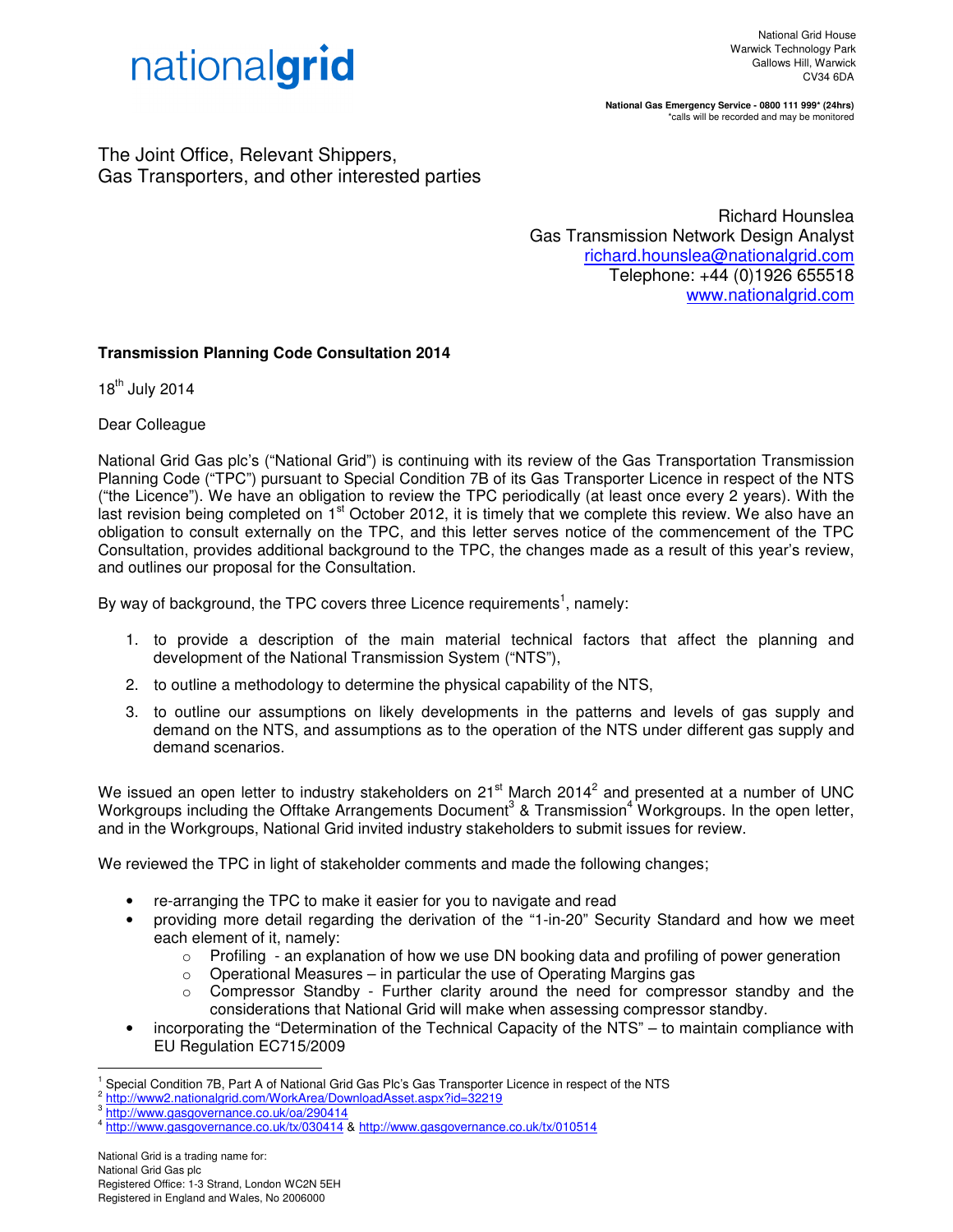nationalgrid

National Grid House
Warwick Technology Park
Gallows Hill, Warwick
CV34 6DA

**National Gas Emergency Service - 0800 111 999* (24hrs)**
*calls will be recorded and may be monitored

The Joint Office, Relevant Shippers,
Gas Transporters, and other interested parties

Richard Hounslea
Gas Transmission Network Design Analyst
richard.hounslea@nationalgrid.com
Telephone: +44 (0)1926 655518
www.nationalgrid.com

**Transmission Planning Code Consultation 2014**

18th July 2014

Dear Colleague

National Grid Gas plc's ("National Grid") is continuing with its review of the Gas Transportation Transmission Planning Code ("TPC") pursuant to Special Condition 7B of its Gas Transporter Licence in respect of the NTS ("the Licence"). We have an obligation to review the TPC periodically (at least once every 2 years). With the last revision being completed on 1st October 2012, it is timely that we complete this review. We also have an obligation to consult externally on the TPC, and this letter serves notice of the commencement of the TPC Consultation, provides additional background to the TPC, the changes made as a result of this year's review, and outlines our proposal for the Consultation.

By way of background, the TPC covers three Licence requirements[1], namely:

1. to provide a description of the main material technical factors that affect the planning and development of the National Transmission System ("NTS"),
2. to outline a methodology to determine the physical capability of the NTS,
3. to outline our assumptions on likely developments in the patterns and levels of gas supply and demand on the NTS, and assumptions as to the operation of the NTS under different gas supply and demand scenarios.

We issued an open letter to industry stakeholders on 21st March 2014[2] and presented at a number of UNC Workgroups including the Offtake Arrangements Document[3] & Transmission[4] Workgroups. In the open letter, and in the Workgroups, National Grid invited industry stakeholders to submit issues for review.

We reviewed the TPC in light of stakeholder comments and made the following changes;

- re-arranging the TPC to make it easier for you to navigate and read
- providing more detail regarding the derivation of the "1-in-20" Security Standard and how we meet each element of it, namely:
  - Profiling - an explanation of how we use DN booking data and profiling of power generation
  - Operational Measures – in particular the use of Operating Margins gas
  - Compressor Standby - Further clarity around the need for compressor standby and the considerations that National Grid will make when assessing compressor standby.
- incorporating the "Determination of the Technical Capacity of the NTS" – to maintain compliance with EU Regulation EC715/2009

[1] Special Condition 7B, Part A of National Grid Gas Plc's Gas Transporter Licence in respect of the NTS
[2] http://www2.nationalgrid.com/WorkArea/DownloadAsset.aspx?id=32219
[3] http://www.gasgovernance.co.uk/oa/290414
[4] http://www.gasgovernance.co.uk/tx/030414 & http://www.gasgovernance.co.uk/tx/010514

National Grid is a trading name for:
National Grid Gas plc
Registered Office: 1-3 Strand, London WC2N 5EH
Registered in England and Wales, No 2006000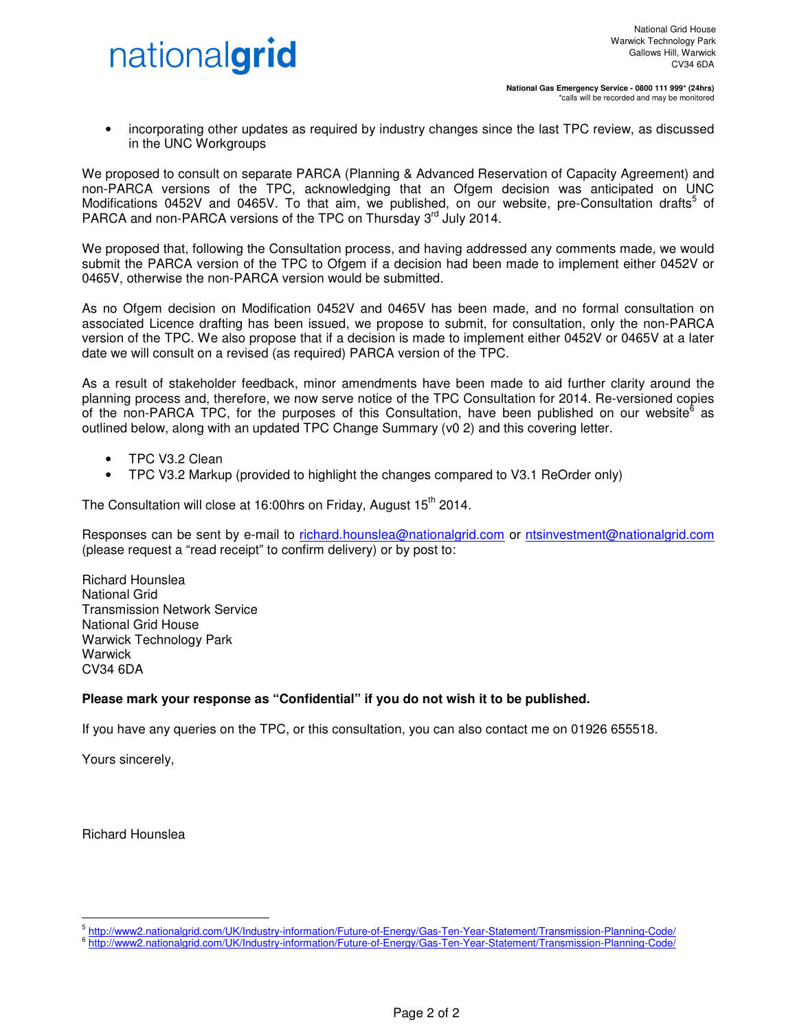- incorporating other updates as required by industry changes since the last TPC review, as discussed in the UNC Workgroups

We proposed to consult on separate PARCA (Planning & Advanced Reservation of Capacity Agreement) and non-PARCA versions of the TPC, acknowledging that an Ofgem decision was anticipated on UNC Modifications 0452V and 0465V. To that aim, we published, on our website, pre-Consultation drafts[5] of PARCA and non-PARCA versions of the TPC on Thursday 3rd July 2014.

We proposed that, following the Consultation process, and having addressed any comments made, we would submit the PARCA version of the TPC to Ofgem if a decision had been made to implement either 0452V or 0465V, otherwise the non-PARCA version would be submitted.

As no Ofgem decision on Modification 0452V and 0465V has been made, and no formal consultation on associated Licence drafting has been issued, we propose to submit, for consultation, only the non-PARCA version of the TPC. We also propose that if a decision is made to implement either 0452V or 0465V at a later date we will consult on a revised (as required) PARCA version of the TPC.

As a result of stakeholder feedback, minor amendments have been made to aid further clarity around the planning process and, therefore, we now serve notice of the TPC Consultation for 2014. Re-versioned copies of the non-PARCA TPC, for the purposes of this Consultation, have been published on our website[6] as outlined below, along with an updated TPC Change Summary (v0 2) and this covering letter.

- TPC V3.2 Clean
- TPC V3.2 Markup (provided to highlight the changes compared to V3.1 ReOrder only)

The Consultation will close at 16:00hrs on Friday, August 15th 2014.

Responses can be sent by e-mail to richard.hounslea@nationalgrid.com or ntsinvestment@nationalgrid.com (please request a "read receipt" to confirm delivery) or by post to:

Richard Hounslea
National Grid
Transmission Network Service
National Grid House
Warwick Technology Park
Warwick
CV34 6DA

**Please mark your response as "Confidential" if you do not wish it to be published.**

If you have any queries on the TPC, or this consultation, you can also contact me on 01926 655518.

Yours sincerely,

Richard Hounslea

[5] http://www2.nationalgrid.com/UK/Industry-information/Future-of-Energy/Gas-Ten-Year-Statement/Transmission-Planning-Code/

[6] http://www2.nationalgrid.com/UK/Industry-information/Future-of-Energy/Gas-Ten-Year-Statement/Transmission-Planning-Code/